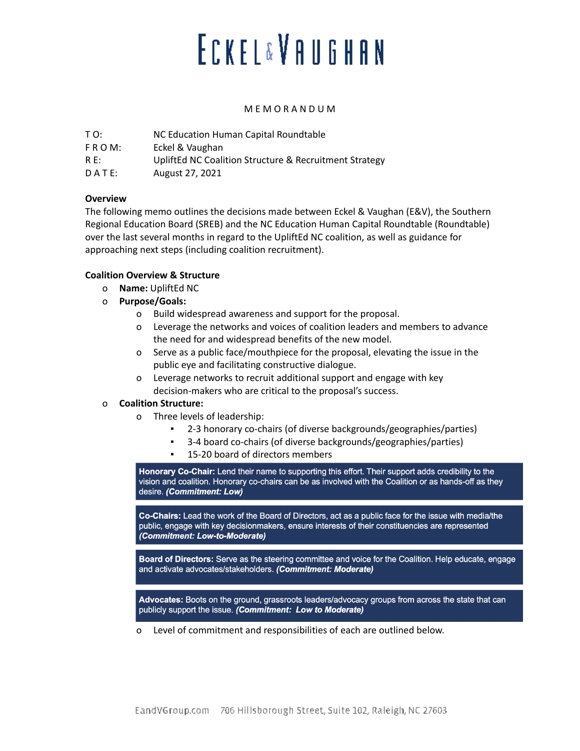# ECKEL & VAUGHAN

MEMORANDUM

TO: NC Education Human Capital Roundtable
FROM: Eckel & Vaughan
RE: UpliftEd NC Coalition Structure & Recruitment Strategy
DATE: August 27, 2021

**Overview**

The following memo outlines the decisions made between Eckel & Vaughan (E&V), the Southern Regional Education Board (SREB) and the NC Education Human Capital Roundtable (Roundtable) over the last several months in regard to the UpliftEd NC coalition, as well as guidance for approaching next steps (including coalition recruitment).

**Coalition Overview & Structure**

- **Name:** UpliftEd NC
- **Purpose/Goals:**
  - Build widespread awareness and support for the proposal.
  - Leverage the networks and voices of coalition leaders and members to advance the need for and widespread benefits of the new model.
  - Serve as a public face/mouthpiece for the proposal, elevating the issue in the public eye and facilitating constructive dialogue.
  - Leverage networks to recruit additional support and engage with key decision-makers who are critical to the proposal's success.
- **Coalition Structure:**
  - Three levels of leadership:
    - 2-3 honorary co-chairs (of diverse backgrounds/geographies/parties)
    - 3-4 board co-chairs (of diverse backgrounds/geographies/parties)
    - 15-20 board of directors members

    **Honorary Co-Chair:** Lend their name to supporting this effort. Their support adds credibility to the vision and coalition. Honorary co-chairs can be as involved with the Coalition or as hands-off as they desire. ***(Commitment: Low)***

    **Co-Chairs:** Lead the work of the Board of Directors, act as a public face for the issue with media/the public, engage with key decisionmakers, ensure interests of their constituencies are represented ***(Commitment: Low-to-Moderate)***

    **Board of Directors:** Serve as the steering committee and voice for the Coalition. Help educate, engage and activate advocates/stakeholders. ***(Commitment: Moderate)***

    **Advocates:** Boots on the ground, grassroots leaders/advocacy groups from across the state that can publicly support the issue. ***(Commitment: Low to Moderate)***

  - Level of commitment and responsibilities of each are outlined below.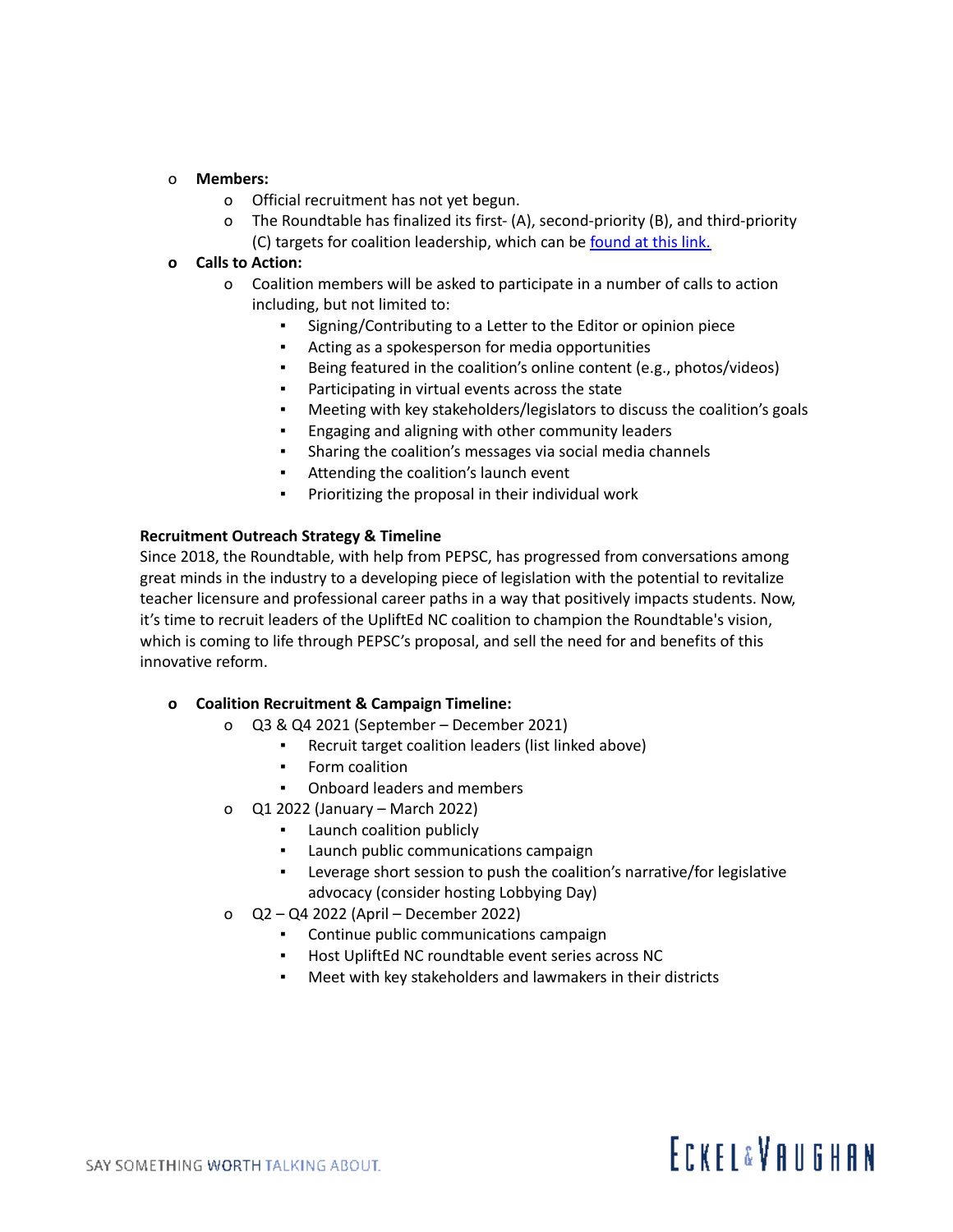- **Members:**
  - Official recruitment has not yet begun.
  - The Roundtable has finalized its first- (A), second-priority (B), and third-priority (C) targets for coalition leadership, which can be [found at this link.]()
- **Calls to Action:**
  - Coalition members will be asked to participate in a number of calls to action including, but not limited to:
    - Signing/Contributing to a Letter to the Editor or opinion piece
    - Acting as a spokesperson for media opportunities
    - Being featured in the coalition's online content (e.g., photos/videos)
    - Participating in virtual events across the state
    - Meeting with key stakeholders/legislators to discuss the coalition's goals
    - Engaging and aligning with other community leaders
    - Sharing the coalition's messages via social media channels
    - Attending the coalition's launch event
    - Prioritizing the proposal in their individual work

**Recruitment Outreach Strategy & Timeline**

Since 2018, the Roundtable, with help from PEPSC, has progressed from conversations among great minds in the industry to a developing piece of legislation with the potential to revitalize teacher licensure and professional career paths in a way that positively impacts students. Now, it's time to recruit leaders of the UpliftEd NC coalition to champion the Roundtable's vision, which is coming to life through PEPSC's proposal, and sell the need for and benefits of this innovative reform.

- **Coalition Recruitment & Campaign Timeline:**
  - Q3 & Q4 2021 (September – December 2021)
    - Recruit target coalition leaders (list linked above)
    - Form coalition
    - Onboard leaders and members
  - Q1 2022 (January – March 2022)
    - Launch coalition publicly
    - Launch public communications campaign
    - Leverage short session to push the coalition's narrative/for legislative advocacy (consider hosting Lobbying Day)
  - Q2 – Q4 2022 (April – December 2022)
    - Continue public communications campaign
    - Host UpliftEd NC roundtable event series across NC
    - Meet with key stakeholders and lawmakers in their districts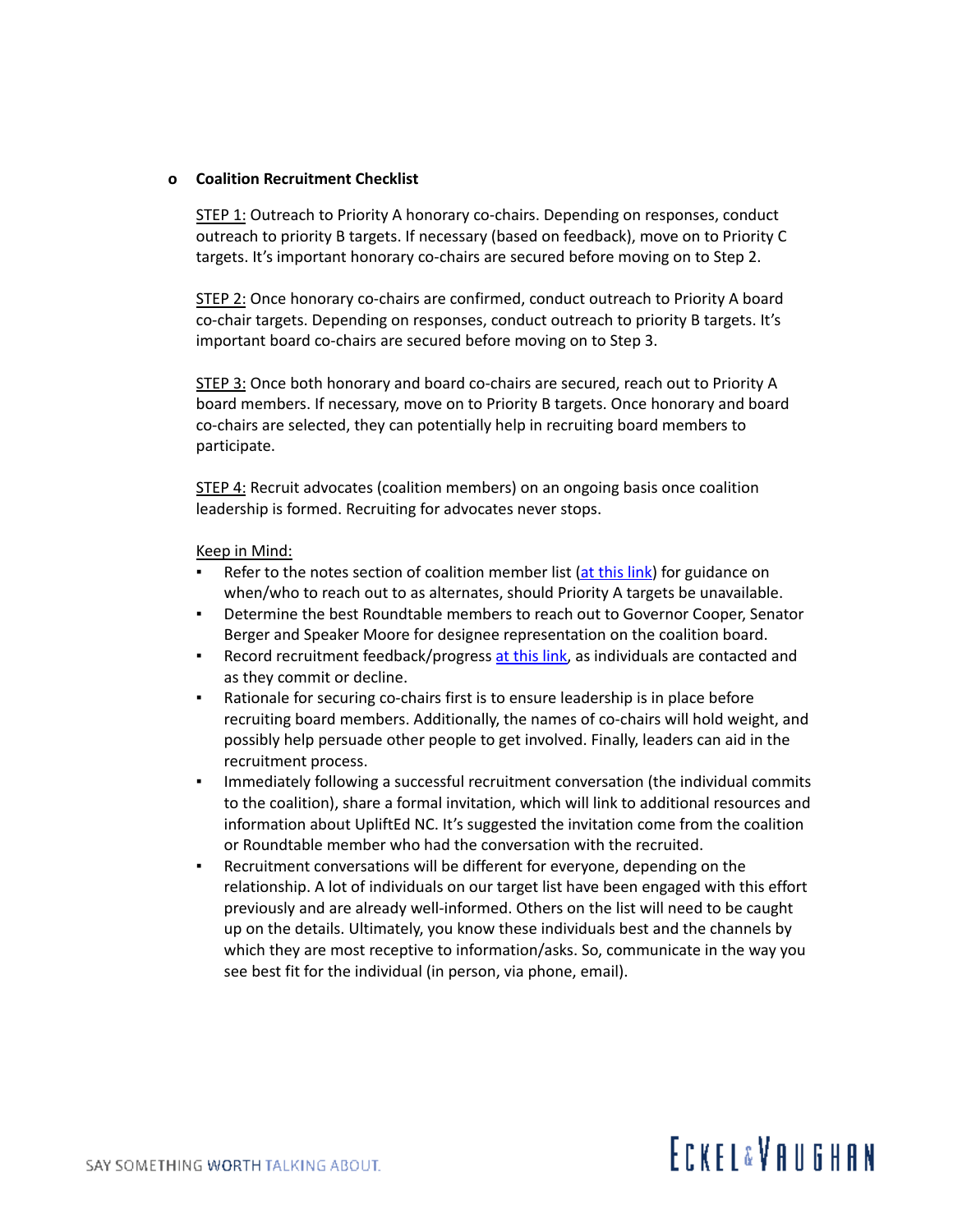- **Coalition Recruitment Checklist**

  STEP 1: Outreach to Priority A honorary co-chairs. Depending on responses, conduct outreach to priority B targets. If necessary (based on feedback), move on to Priority C targets. It's important honorary co-chairs are secured before moving on to Step 2.

  STEP 2: Once honorary co-chairs are confirmed, conduct outreach to Priority A board co-chair targets. Depending on responses, conduct outreach to priority B targets. It's important board co-chairs are secured before moving on to Step 3.

  STEP 3: Once both honorary and board co-chairs are secured, reach out to Priority A board members. If necessary, move on to Priority B targets. Once honorary and board co-chairs are selected, they can potentially help in recruiting board members to participate.

  STEP 4: Recruit advocates (coalition members) on an ongoing basis once coalition leadership is formed. Recruiting for advocates never stops.

  Keep in Mind:

  - Refer to the notes section of coalition member list (at this link) for guidance on when/who to reach out to as alternates, should Priority A targets be unavailable.
  - Determine the best Roundtable members to reach out to Governor Cooper, Senator Berger and Speaker Moore for designee representation on the coalition board.
  - Record recruitment feedback/progress at this link, as individuals are contacted and as they commit or decline.
  - Rationale for securing co-chairs first is to ensure leadership is in place before recruiting board members. Additionally, the names of co-chairs will hold weight, and possibly help persuade other people to get involved. Finally, leaders can aid in the recruitment process.
  - Immediately following a successful recruitment conversation (the individual commits to the coalition), share a formal invitation, which will link to additional resources and information about UpliftEd NC. It's suggested the invitation come from the coalition or Roundtable member who had the conversation with the recruited.
  - Recruitment conversations will be different for everyone, depending on the relationship. A lot of individuals on our target list have been engaged with this effort previously and are already well-informed. Others on the list will need to be caught up on the details. Ultimately, you know these individuals best and the channels by which they are most receptive to information/asks. So, communicate in the way you see best fit for the individual (in person, via phone, email).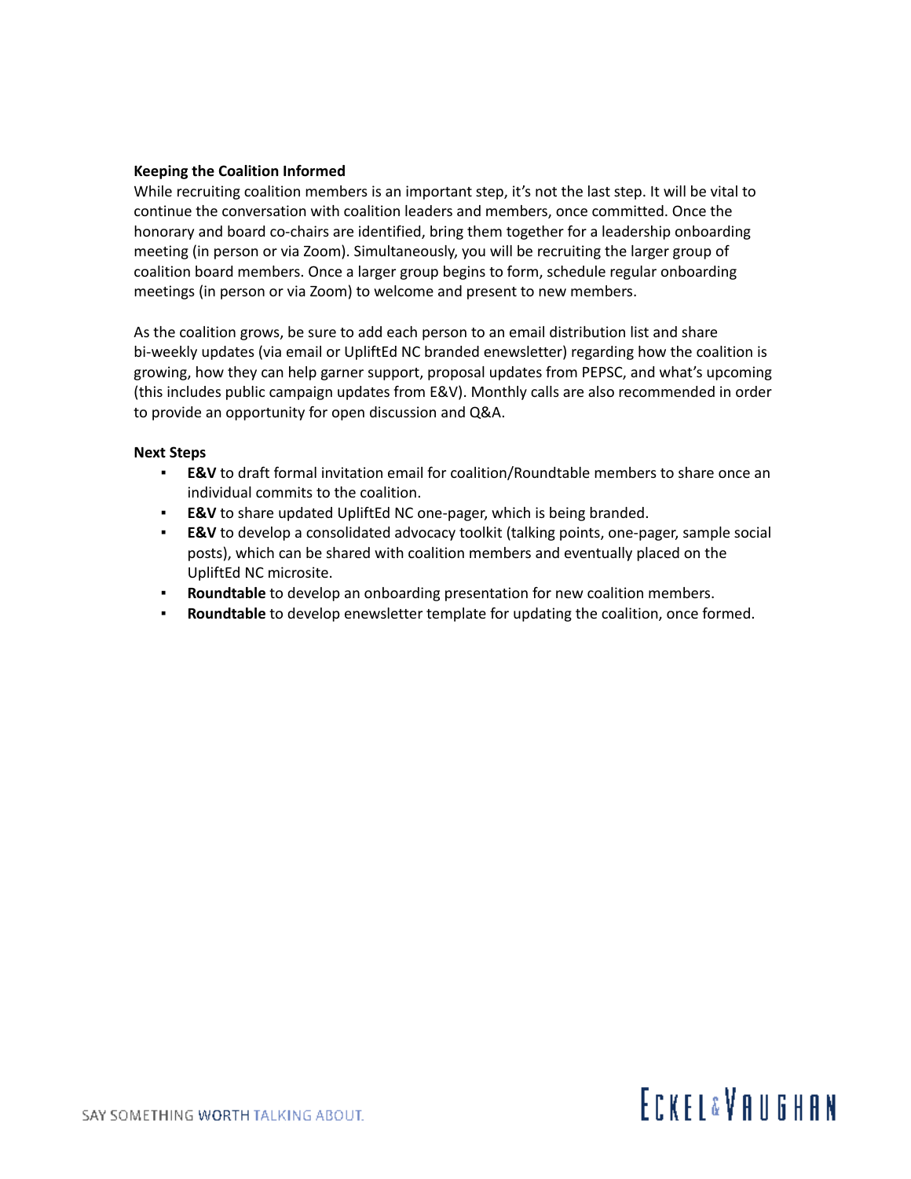**Keeping the Coalition Informed**

While recruiting coalition members is an important step, it's not the last step. It will be vital to continue the conversation with coalition leaders and members, once committed. Once the honorary and board co-chairs are identified, bring them together for a leadership onboarding meeting (in person or via Zoom). Simultaneously, you will be recruiting the larger group of coalition board members. Once a larger group begins to form, schedule regular onboarding meetings (in person or via Zoom) to welcome and present to new members.

As the coalition grows, be sure to add each person to an email distribution list and share bi-weekly updates (via email or UpliftEd NC branded enewsletter) regarding how the coalition is growing, how they can help garner support, proposal updates from PEPSC, and what's upcoming (this includes public campaign updates from E&V). Monthly calls are also recommended in order to provide an opportunity for open discussion and Q&A.

**Next Steps**

- **E&V** to draft formal invitation email for coalition/Roundtable members to share once an individual commits to the coalition.
- **E&V** to share updated UpliftEd NC one-pager, which is being branded.
- **E&V** to develop a consolidated advocacy toolkit (talking points, one-pager, sample social posts), which can be shared with coalition members and eventually placed on the UpliftEd NC microsite.
- **Roundtable** to develop an onboarding presentation for new coalition members.
- **Roundtable** to develop enewsletter template for updating the coalition, once formed.